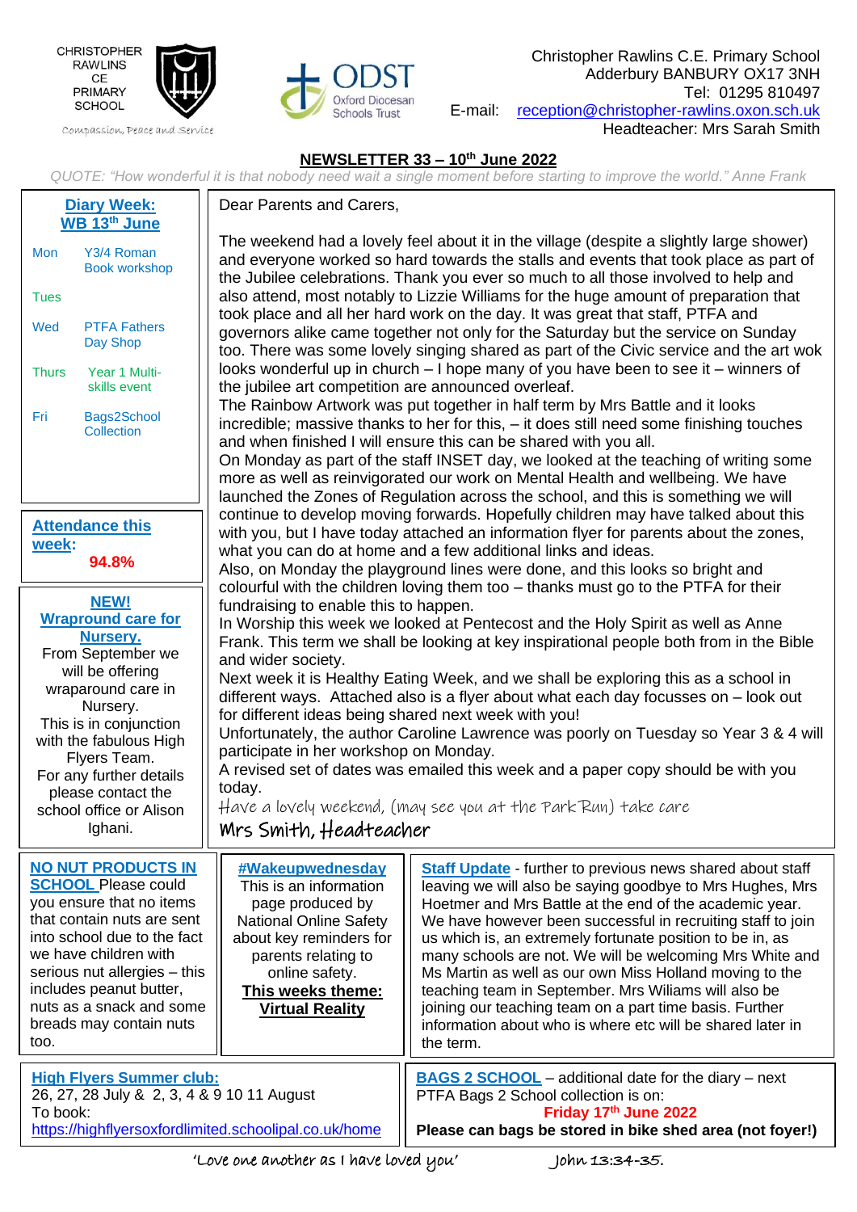CHRISTOPHER RAWLINS CE PRIMARY SCHOOL

Compassion, Peace and Service

ODST Oxford Diocesan Schools Trust

Christopher Rawlins C.E. Primary School
Adderbury BANBURY OX17 3NH
Tel: 01295 810497
E-mail: reception@christopher-rawlins.oxon.sch.uk
Headteacher: Mrs Sarah Smith

# NEWSLETTER 33 – 10th June 2022

*QUOTE: "How wonderful it is that nobody need wait a single moment before starting to improve the world." Anne Frank*

## Diary Week: WB 13th June

| | |
|---|---|
| Mon | Y3/4 Roman Book workshop |
| Tues | |
| Wed | PTFA Fathers Day Shop |
| Thurs | Year 1 Multi-skills event |
| Fri | Bags2School Collection |

## Attendance this week:

**94.8%**

## NEW! Wraparound care for Nursery.

From September we will be offering wraparound care in Nursery.
This is in conjunction with the fabulous High Flyers Team.
For any further details please contact the school office or Alison Ighani.

Dear Parents and Carers,

The weekend had a lovely feel about it in the village (despite a slightly large shower) and everyone worked so hard towards the stalls and events that took place as part of the Jubilee celebrations. Thank you ever so much to all those involved to help and also attend, most notably to Lizzie Williams for the huge amount of preparation that took place and all her hard work on the day. It was great that staff, PTFA and governors alike came together not only for the Saturday but the service on Sunday too. There was some lovely singing shared as part of the Civic service and the art wok looks wonderful up in church – I hope many of you have been to see it – winners of the jubilee art competition are announced overleaf.
The Rainbow Artwork was put together in half term by Mrs Battle and it looks incredible; massive thanks to her for this, – it does still need some finishing touches and when finished I will ensure this can be shared with you all.
On Monday as part of the staff INSET day, we looked at the teaching of writing some more as well as reinvigorated our work on Mental Health and wellbeing. We have launched the Zones of Regulation across the school, and this is something we will continue to develop moving forwards. Hopefully children may have talked about this with you, but I have today attached an information flyer for parents about the zones, what you can do at home and a few additional links and ideas.
Also, on Monday the playground lines were done, and this looks so bright and colourful with the children loving them too – thanks must go to the PTFA for their fundraising to enable this to happen.
In Worship this week we looked at Pentecost and the Holy Spirit as well as Anne Frank. This term we shall be looking at key inspirational people both from in the Bible and wider society.
Next week it is Healthy Eating Week, and we shall be exploring this as a school in different ways. Attached also is a flyer about what each day focusses on – look out for different ideas being shared next week with you!
Unfortunately, the author Caroline Lawrence was poorly on Tuesday so Year 3 & 4 will participate in her workshop on Monday.
A revised set of dates was emailed this week and a paper copy should be with you today.
Have a lovely weekend, (may see you at the Park Run) take care
Mrs Smith, Headteacher

**NO NUT PRODUCTS IN SCHOOL** Please could you ensure that no items that contain nuts are sent into school due to the fact we have children with serious nut allergies – this includes peanut butter, nuts as a snack and some breads may contain nuts too.

**#Wakeupwednesday**
This is an information page produced by National Online Safety about key reminders for parents relating to online safety.
**This weeks theme: Virtual Reality**

**Staff Update** - further to previous news shared about staff leaving we will also be saying goodbye to Mrs Hughes, Mrs Hoetmer and Mrs Battle at the end of the academic year. We have however been successful in recruiting staff to join us which is, an extremely fortunate position to be in, as many schools are not. We will be welcoming Mrs White and Ms Martin as well as our own Miss Holland moving to the teaching team in September. Mrs Wiliams will also be joining our teaching team on a part time basis. Further information about who is where etc will be shared later in the term.

**High Flyers Summer club:**
26, 27, 28 July & 2, 3, 4 & 9 10 11 August
To book:
https://highflyersoxfordlimited.schoolipal.co.uk/home

**BAGS 2 SCHOOL** – additional date for the diary – next PTFA Bags 2 School collection is on:
**Friday 17th June 2022**
**Please can bags be stored in bike shed area (not foyer!)**

'Love one another as I have loved you' John 13:34-35.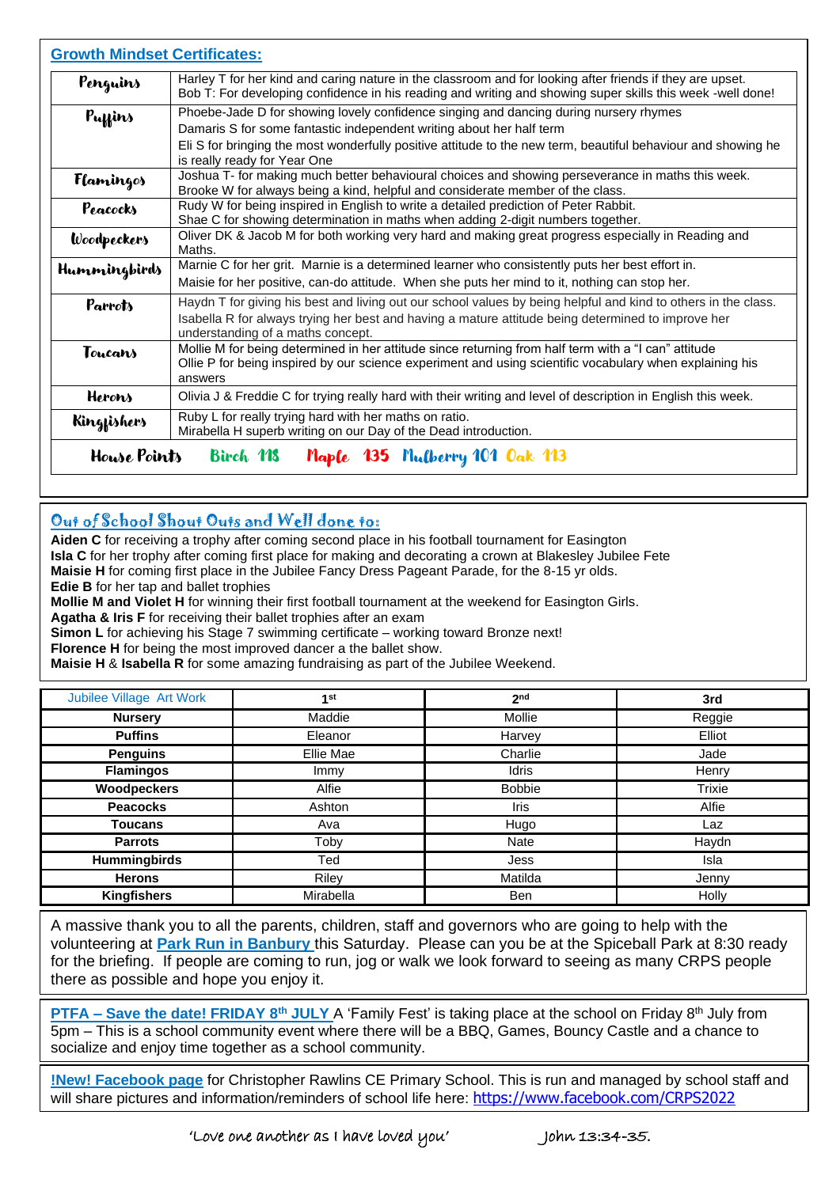## Growth Mindset Certificates:

| | |
|---|---|
| Penguins | Harley T for her kind and caring nature in the classroom and for looking after friends if they are upset.<br>Bob T: For developing confidence in his reading and writing and showing super skills this week -well done! |
| Puffins | Phoebe-Jade D for showing lovely confidence singing and dancing during nursery rhymes<br>Damaris S for some fantastic independent writing about her half term<br>Eli S for bringing the most wonderfully positive attitude to the new term, beautiful behaviour and showing he is really ready for Year One |
| Flamingos | Joshua T- for making much better behavioural choices and showing perseverance in maths this week.<br>Brooke W for always being a kind, helpful and considerate member of the class. |
| Peacocks | Rudy W for being inspired in English to write a detailed prediction of Peter Rabbit.<br>Shae C for showing determination in maths when adding 2-digit numbers together. |
| Woodpeckers | Oliver DK & Jacob M for both working very hard and making great progress especially in Reading and Maths. |
| Hummingbirds | Marnie C for her grit. Marnie is a determined learner who consistently puts her best effort in.<br>Maisie for her positive, can-do attitude. When she puts her mind to it, nothing can stop her. |
| Parrots | Haydn T for giving his best and living out our school values by being helpful and kind to others in the class.<br>Isabella R for always trying her best and having a mature attitude being determined to improve her understanding of a maths concept. |
| Toucans | Mollie M for being determined in her attitude since returning from half term with a "I can" attitude<br>Ollie P for being inspired by our science experiment and using scientific vocabulary when explaining his answers |
| Herons | Olivia J & Freddie C for trying really hard with their writing and level of description in English this week. |
| Kingfishers | Ruby L for really trying hard with her maths on ratio.<br>Mirabella H superb writing on our Day of the Dead introduction. |

**House Points** Birch 118 Maple 135 Mulberry 101 Oak 113

## Out of School Shout Outs and Well done to:

**Aiden C** for receiving a trophy after coming second place in his football tournament for Easington
**Isla C** for her trophy after coming first place for making and decorating a crown at Blakesley Jubilee Fete
**Maisie H** for coming first place in the Jubilee Fancy Dress Pageant Parade, for the 8-15 yr olds.
**Edie B** for her tap and ballet trophies
**Mollie M and Violet H** for winning their first football tournament at the weekend for Easington Girls.
**Agatha & Iris F** for receiving their ballet trophies after an exam
**Simon L** for achieving his Stage 7 swimming certificate – working toward Bronze next!
**Florence H** for being the most improved dancer a the ballet show.
**Maisie H** & **Isabella R** for some amazing fundraising as part of the Jubilee Weekend.

| Jubilee Village Art Work | 1st | 2nd | 3rd |
|---|---|---|---|
| **Nursery** | Maddie | Mollie | Reggie |
| **Puffins** | Eleanor | Harvey | Elliot |
| **Penguins** | Ellie Mae | Charlie | Jade |
| **Flamingos** | Immy | Idris | Henry |
| **Woodpeckers** | Alfie | Bobbie | Trixie |
| **Peacocks** | Ashton | Iris | Alfie |
| **Toucans** | Ava | Hugo | Laz |
| **Parrots** | Toby | Nate | Haydn |
| **Hummingbirds** | Ted | Jess | Isla |
| **Herons** | Riley | Matilda | Jenny |
| **Kingfishers** | Mirabella | Ben | Holly |

A massive thank you to all the parents, children, staff and governors who are going to help with the volunteering at **Park Run in Banbury** this Saturday. Please can you be at the Spiceball Park at 8:30 ready for the briefing. If people are coming to run, jog or walk we look forward to seeing as many CRPS people there as possible and hope you enjoy it.

**PTFA – Save the date! FRIDAY 8th JULY** A 'Family Fest' is taking place at the school on Friday 8th July from 5pm – This is a school community event where there will be a BBQ, Games, Bouncy Castle and a chance to socialize and enjoy time together as a school community.

**!New! Facebook page** for Christopher Rawlins CE Primary School. This is run and managed by school staff and will share pictures and information/reminders of school life here: https://www.facebook.com/CRPS2022

'Love one another as I have loved you' John 13:34-35.